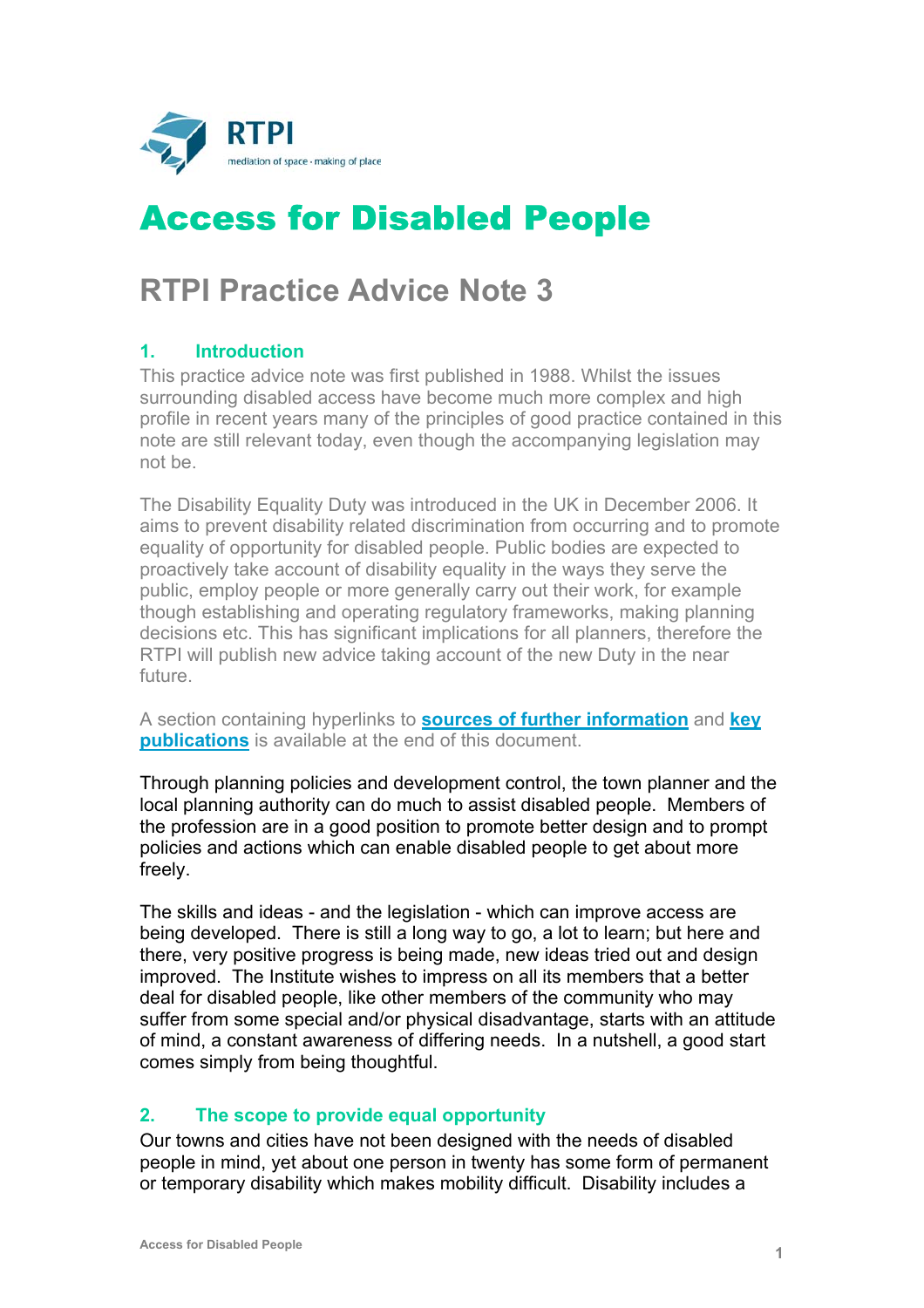RTPI

mediation of space · making of place

# Access for Disabled People

## RTPI Practice Advice Note 3

### 1. Introduction

This practice advice note was first published in 1988. Whilst the issues surrounding disabled access have become much more complex and high profile in recent years many of the principles of good practice contained in this note are still relevant today, even though the accompanying legislation may not be.

The Disability Equality Duty was introduced in the UK in December 2006. It aims to prevent disability related discrimination from occurring and to promote equality of opportunity for disabled people. Public bodies are expected to proactively take account of disability equality in the ways they serve the public, employ people or more generally carry out their work, for example though establishing and operating regulatory frameworks, making planning decisions etc. This has significant implications for all planners, therefore the RTPI will publish new advice taking account of the new Duty in the near future.

A section containing hyperlinks to **sources of further information** and **key publications** is available at the end of this document.

Through planning policies and development control, the town planner and the local planning authority can do much to assist disabled people. Members of the profession are in a good position to promote better design and to prompt policies and actions which can enable disabled people to get about more freely.

The skills and ideas - and the legislation - which can improve access are being developed. There is still a long way to go, a lot to learn; but here and there, very positive progress is being made, new ideas tried out and design improved. The Institute wishes to impress on all its members that a better deal for disabled people, like other members of the community who may suffer from some special and/or physical disadvantage, starts with an attitude of mind, a constant awareness of differing needs. In a nutshell, a good start comes simply from being thoughtful.

### 2. The scope to provide equal opportunity

Our towns and cities have not been designed with the needs of disabled people in mind, yet about one person in twenty has some form of permanent or temporary disability which makes mobility difficult. Disability includes a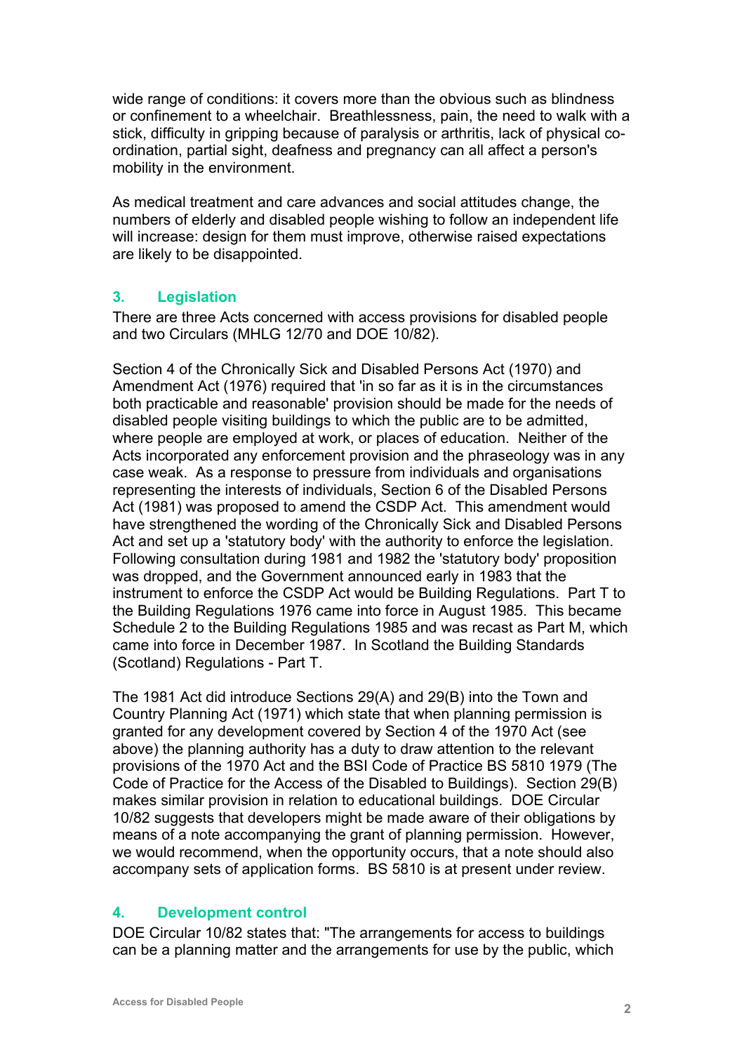wide range of conditions: it covers more than the obvious such as blindness or confinement to a wheelchair. Breathlessness, pain, the need to walk with a stick, difficulty in gripping because of paralysis or arthritis, lack of physical co-ordination, partial sight, deafness and pregnancy can all affect a person's mobility in the environment.

As medical treatment and care advances and social attitudes change, the numbers of elderly and disabled people wishing to follow an independent life will increase: design for them must improve, otherwise raised expectations are likely to be disappointed.

## 3. Legislation

There are three Acts concerned with access provisions for disabled people and two Circulars (MHLG 12/70 and DOE 10/82).

Section 4 of the Chronically Sick and Disabled Persons Act (1970) and Amendment Act (1976) required that 'in so far as it is in the circumstances both practicable and reasonable' provision should be made for the needs of disabled people visiting buildings to which the public are to be admitted, where people are employed at work, or places of education. Neither of the Acts incorporated any enforcement provision and the phraseology was in any case weak. As a response to pressure from individuals and organisations representing the interests of individuals, Section 6 of the Disabled Persons Act (1981) was proposed to amend the CSDP Act. This amendment would have strengthened the wording of the Chronically Sick and Disabled Persons Act and set up a 'statutory body' with the authority to enforce the legislation. Following consultation during 1981 and 1982 the 'statutory body' proposition was dropped, and the Government announced early in 1983 that the instrument to enforce the CSDP Act would be Building Regulations. Part T to the Building Regulations 1976 came into force in August 1985. This became Schedule 2 to the Building Regulations 1985 and was recast as Part M, which came into force in December 1987. In Scotland the Building Standards (Scotland) Regulations - Part T.

The 1981 Act did introduce Sections 29(A) and 29(B) into the Town and Country Planning Act (1971) which state that when planning permission is granted for any development covered by Section 4 of the 1970 Act (see above) the planning authority has a duty to draw attention to the relevant provisions of the 1970 Act and the BSI Code of Practice BS 5810 1979 (The Code of Practice for the Access of the Disabled to Buildings). Section 29(B) makes similar provision in relation to educational buildings. DOE Circular 10/82 suggests that developers might be made aware of their obligations by means of a note accompanying the grant of planning permission. However, we would recommend, when the opportunity occurs, that a note should also accompany sets of application forms. BS 5810 is at present under review.

## 4. Development control

DOE Circular 10/82 states that: "The arrangements for access to buildings can be a planning matter and the arrangements for use by the public, which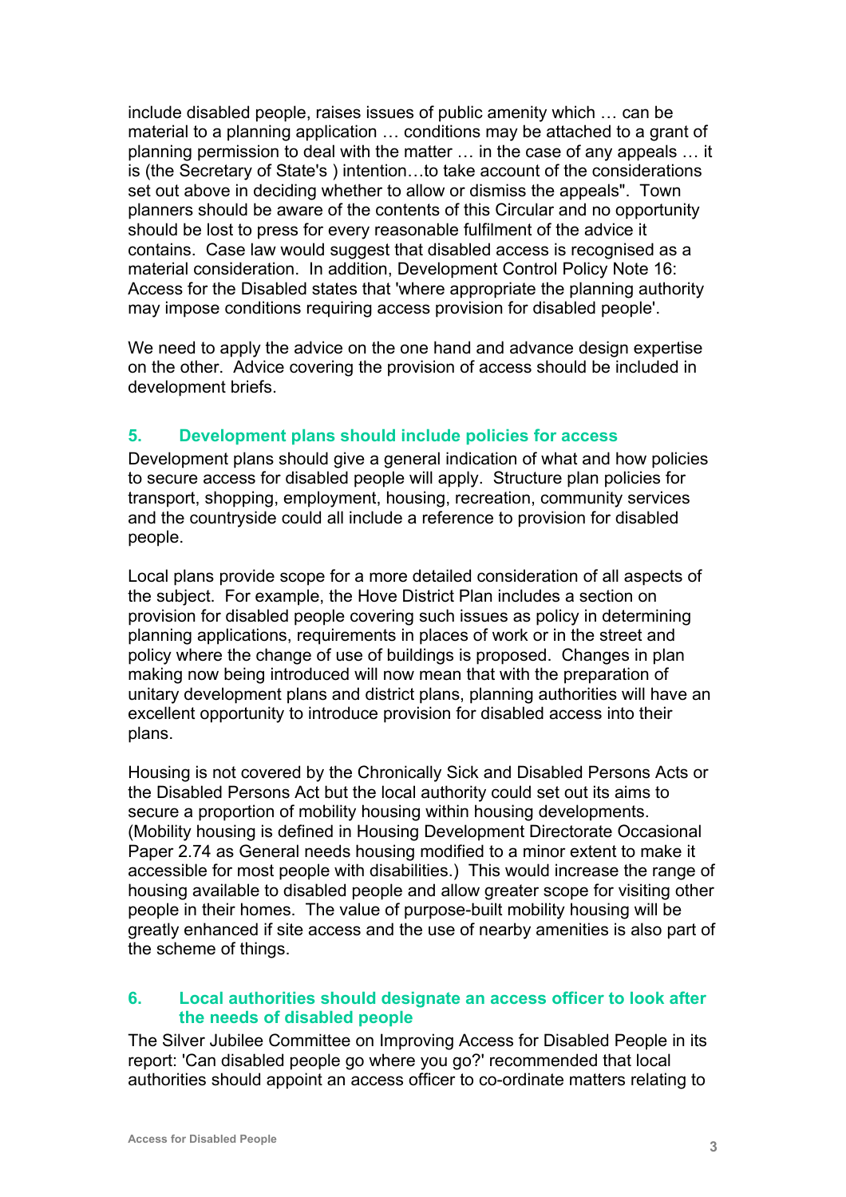include disabled people, raises issues of public amenity which … can be material to a planning application … conditions may be attached to a grant of planning permission to deal with the matter … in the case of any appeals … it is (the Secretary of State's ) intention…to take account of the considerations set out above in deciding whether to allow or dismiss the appeals". Town planners should be aware of the contents of this Circular and no opportunity should be lost to press for every reasonable fulfilment of the advice it contains. Case law would suggest that disabled access is recognised as a material consideration. In addition, Development Control Policy Note 16: Access for the Disabled states that 'where appropriate the planning authority may impose conditions requiring access provision for disabled people'.

We need to apply the advice on the one hand and advance design expertise on the other. Advice covering the provision of access should be included in development briefs.

## 5. Development plans should include policies for access

Development plans should give a general indication of what and how policies to secure access for disabled people will apply. Structure plan policies for transport, shopping, employment, housing, recreation, community services and the countryside could all include a reference to provision for disabled people.

Local plans provide scope for a more detailed consideration of all aspects of the subject. For example, the Hove District Plan includes a section on provision for disabled people covering such issues as policy in determining planning applications, requirements in places of work or in the street and policy where the change of use of buildings is proposed. Changes in plan making now being introduced will now mean that with the preparation of unitary development plans and district plans, planning authorities will have an excellent opportunity to introduce provision for disabled access into their plans.

Housing is not covered by the Chronically Sick and Disabled Persons Acts or the Disabled Persons Act but the local authority could set out its aims to secure a proportion of mobility housing within housing developments. (Mobility housing is defined in Housing Development Directorate Occasional Paper 2.74 as General needs housing modified to a minor extent to make it accessible for most people with disabilities.) This would increase the range of housing available to disabled people and allow greater scope for visiting other people in their homes. The value of purpose-built mobility housing will be greatly enhanced if site access and the use of nearby amenities is also part of the scheme of things.

## 6. Local authorities should designate an access officer to look after the needs of disabled people

The Silver Jubilee Committee on Improving Access for Disabled People in its report: 'Can disabled people go where you go?' recommended that local authorities should appoint an access officer to co-ordinate matters relating to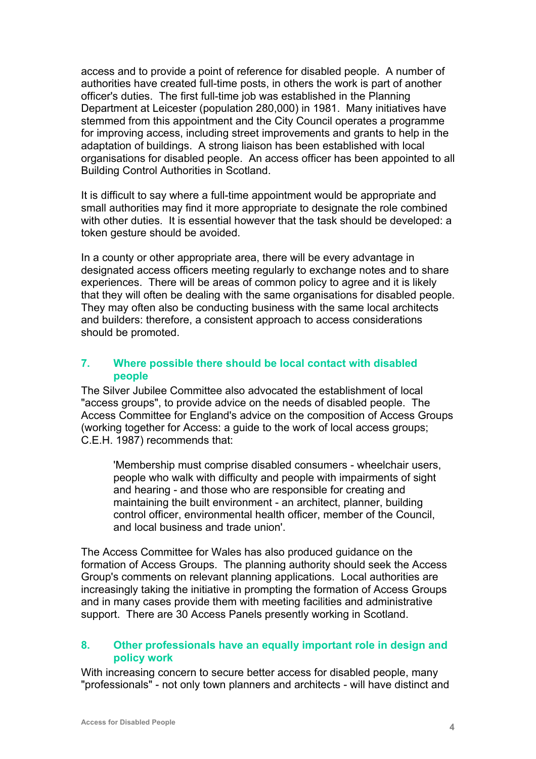access and to provide a point of reference for disabled people. A number of authorities have created full-time posts, in others the work is part of another officer's duties. The first full-time job was established in the Planning Department at Leicester (population 280,000) in 1981. Many initiatives have stemmed from this appointment and the City Council operates a programme for improving access, including street improvements and grants to help in the adaptation of buildings. A strong liaison has been established with local organisations for disabled people. An access officer has been appointed to all Building Control Authorities in Scotland.

It is difficult to say where a full-time appointment would be appropriate and small authorities may find it more appropriate to designate the role combined with other duties. It is essential however that the task should be developed: a token gesture should be avoided.

In a county or other appropriate area, there will be every advantage in designated access officers meeting regularly to exchange notes and to share experiences. There will be areas of common policy to agree and it is likely that they will often be dealing with the same organisations for disabled people. They may often also be conducting business with the same local architects and builders: therefore, a consistent approach to access considerations should be promoted.

## 7. Where possible there should be local contact with disabled people

The Silver Jubilee Committee also advocated the establishment of local "access groups", to provide advice on the needs of disabled people. The Access Committee for England's advice on the composition of Access Groups (working together for Access: a guide to the work of local access groups; C.E.H. 1987) recommends that:

> 'Membership must comprise disabled consumers - wheelchair users, people who walk with difficulty and people with impairments of sight and hearing - and those who are responsible for creating and maintaining the built environment - an architect, planner, building control officer, environmental health officer, member of the Council, and local business and trade union'.

The Access Committee for Wales has also produced guidance on the formation of Access Groups. The planning authority should seek the Access Group's comments on relevant planning applications. Local authorities are increasingly taking the initiative in prompting the formation of Access Groups and in many cases provide them with meeting facilities and administrative support. There are 30 Access Panels presently working in Scotland.

## 8. Other professionals have an equally important role in design and policy work

With increasing concern to secure better access for disabled people, many "professionals" - not only town planners and architects - will have distinct and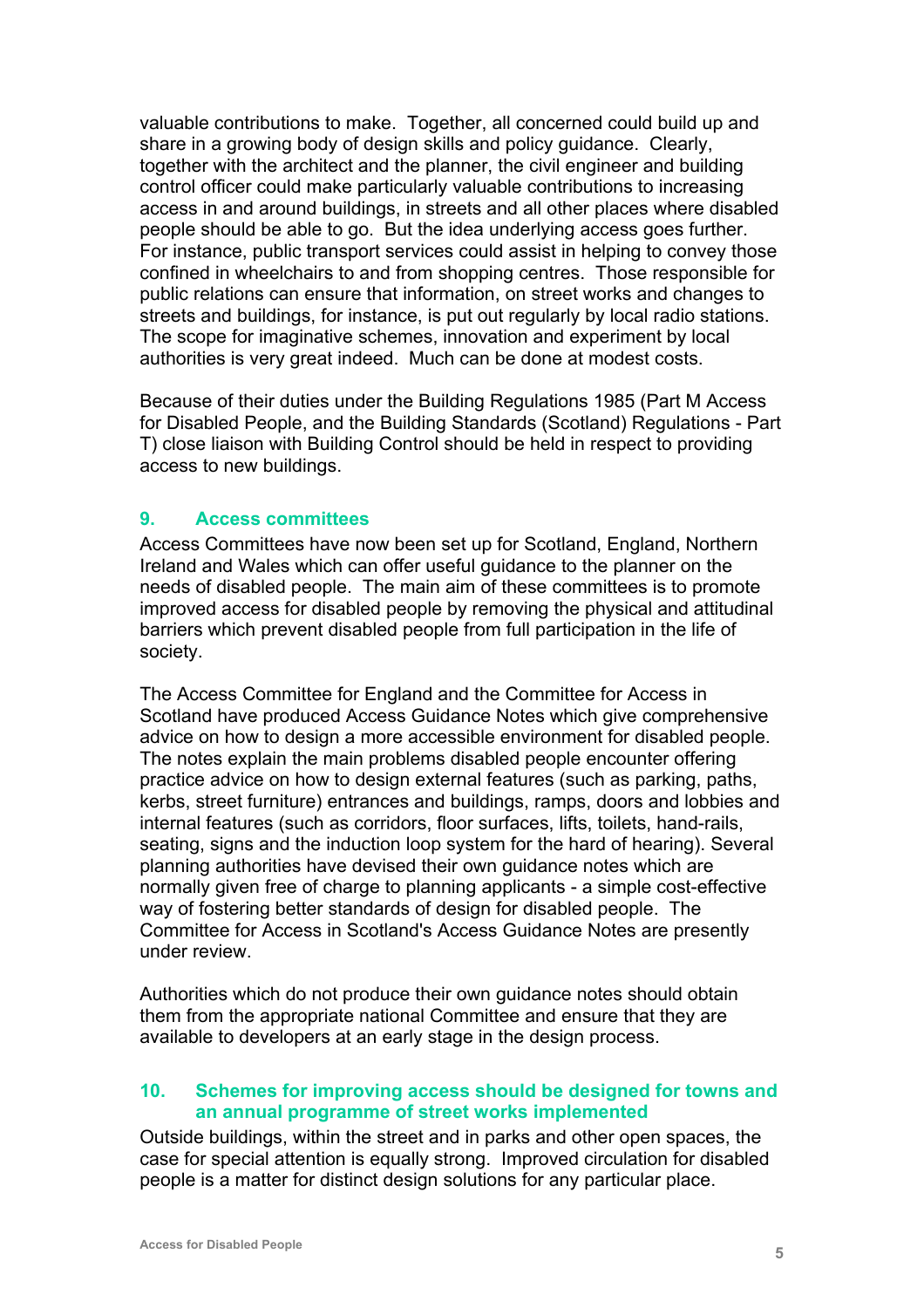valuable contributions to make. Together, all concerned could build up and share in a growing body of design skills and policy guidance. Clearly, together with the architect and the planner, the civil engineer and building control officer could make particularly valuable contributions to increasing access in and around buildings, in streets and all other places where disabled people should be able to go. But the idea underlying access goes further. For instance, public transport services could assist in helping to convey those confined in wheelchairs to and from shopping centres. Those responsible for public relations can ensure that information, on street works and changes to streets and buildings, for instance, is put out regularly by local radio stations. The scope for imaginative schemes, innovation and experiment by local authorities is very great indeed. Much can be done at modest costs.

Because of their duties under the Building Regulations 1985 (Part M Access for Disabled People, and the Building Standards (Scotland) Regulations - Part T) close liaison with Building Control should be held in respect to providing access to new buildings.

## 9. Access committees

Access Committees have now been set up for Scotland, England, Northern Ireland and Wales which can offer useful guidance to the planner on the needs of disabled people. The main aim of these committees is to promote improved access for disabled people by removing the physical and attitudinal barriers which prevent disabled people from full participation in the life of society.

The Access Committee for England and the Committee for Access in Scotland have produced Access Guidance Notes which give comprehensive advice on how to design a more accessible environment for disabled people. The notes explain the main problems disabled people encounter offering practice advice on how to design external features (such as parking, paths, kerbs, street furniture) entrances and buildings, ramps, doors and lobbies and internal features (such as corridors, floor surfaces, lifts, toilets, hand-rails, seating, signs and the induction loop system for the hard of hearing). Several planning authorities have devised their own guidance notes which are normally given free of charge to planning applicants - a simple cost-effective way of fostering better standards of design for disabled people. The Committee for Access in Scotland's Access Guidance Notes are presently under review.

Authorities which do not produce their own guidance notes should obtain them from the appropriate national Committee and ensure that they are available to developers at an early stage in the design process.

## 10. Schemes for improving access should be designed for towns and an annual programme of street works implemented

Outside buildings, within the street and in parks and other open spaces, the case for special attention is equally strong. Improved circulation for disabled people is a matter for distinct design solutions for any particular place.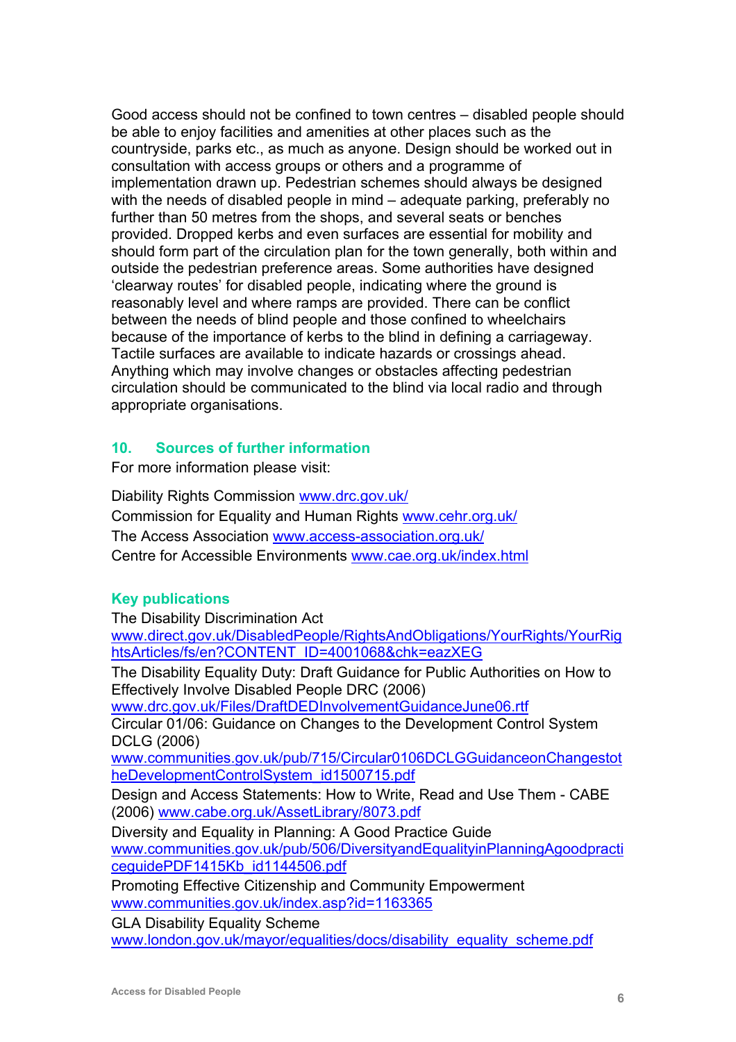Good access should not be confined to town centres – disabled people should be able to enjoy facilities and amenities at other places such as the countryside, parks etc., as much as anyone. Design should be worked out in consultation with access groups or others and a programme of implementation drawn up. Pedestrian schemes should always be designed with the needs of disabled people in mind – adequate parking, preferably no further than 50 metres from the shops, and several seats or benches provided. Dropped kerbs and even surfaces are essential for mobility and should form part of the circulation plan for the town generally, both within and outside the pedestrian preference areas. Some authorities have designed 'clearway routes' for disabled people, indicating where the ground is reasonably level and where ramps are provided. There can be conflict between the needs of blind people and those confined to wheelchairs because of the importance of kerbs to the blind in defining a carriageway. Tactile surfaces are available to indicate hazards or crossings ahead. Anything which may involve changes or obstacles affecting pedestrian circulation should be communicated to the blind via local radio and through appropriate organisations.

## 10. Sources of further information

For more information please visit:

Diability Rights Commission www.drc.gov.uk/
Commission for Equality and Human Rights www.cehr.org.uk/
The Access Association www.access-association.org.uk/
Centre for Accessible Environments www.cae.org.uk/index.html

### Key publications

The Disability Discrimination Act
www.direct.gov.uk/DisabledPeople/RightsAndObligations/YourRights/YourRightsArticles/fs/en?CONTENT_ID=4001068&chk=eazXEG

The Disability Equality Duty: Draft Guidance for Public Authorities on How to Effectively Involve Disabled People DRC (2006)
www.drc.gov.uk/Files/DraftDEDInvolvementGuidanceJune06.rtf

Circular 01/06: Guidance on Changes to the Development Control System DCLG (2006)
www.communities.gov.uk/pub/715/Circular0106DCLGGuidanceonChangestotheDevelopmentControlSystem_id1500715.pdf

Design and Access Statements: How to Write, Read and Use Them - CABE (2006) www.cabe.org.uk/AssetLibrary/8073.pdf

Diversity and Equality in Planning: A Good Practice Guide
www.communities.gov.uk/pub/506/DiversityandEqualityinPlanningAgoodpracticeguidePDF1415Kb_id1144506.pdf

Promoting Effective Citizenship and Community Empowerment
www.communities.gov.uk/index.asp?id=1163365

GLA Disability Equality Scheme
www.london.gov.uk/mayor/equalities/docs/disability_equality_scheme.pdf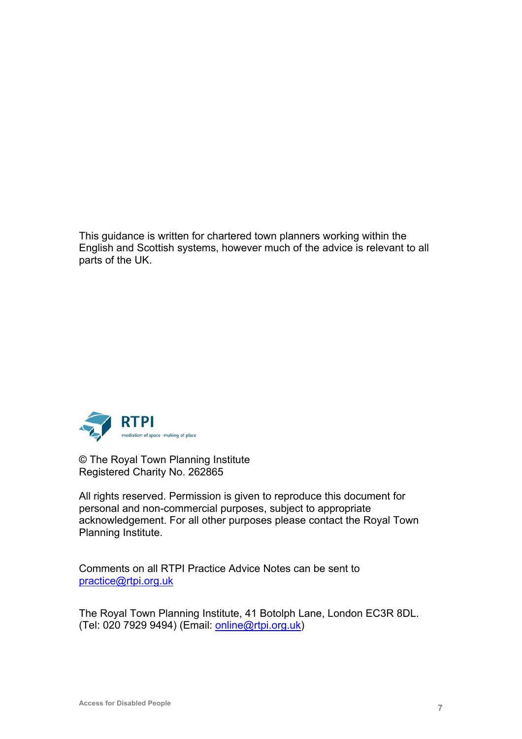This guidance is written for chartered town planners working within the English and Scottish systems, however much of the advice is relevant to all parts of the UK.

RTPI

mediation of space · making of place

© The Royal Town Planning Institute
Registered Charity No. 262865

All rights reserved. Permission is given to reproduce this document for personal and non-commercial purposes, subject to appropriate acknowledgement. For all other purposes please contact the Royal Town Planning Institute.

Comments on all RTPI Practice Advice Notes can be sent to practice@rtpi.org.uk

The Royal Town Planning Institute, 41 Botolph Lane, London EC3R 8DL. (Tel: 020 7929 9494) (Email: online@rtpi.org.uk)